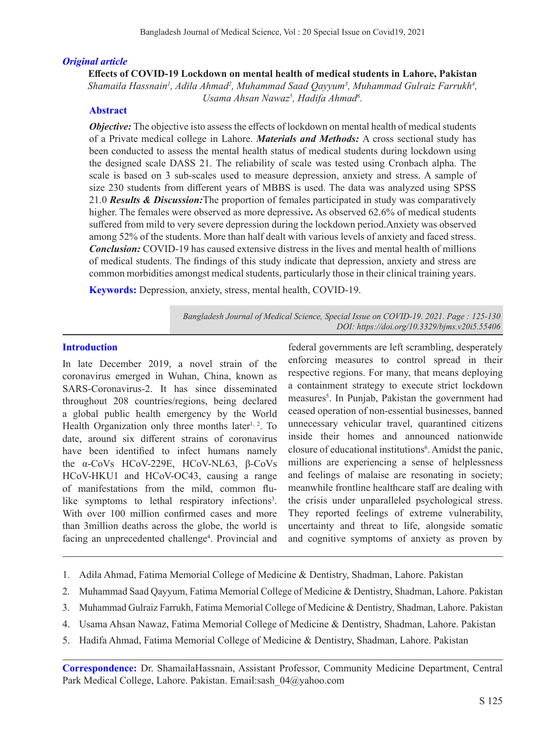*Original article*

# Effects of COVID-19 Lockdown on mental health of medical students in Lahore, Pakistan

*Shamaila Hassnain[1], Adila Ahmad[2], Muhammad Saad Qayyum[3], Muhammad Gulraiz Farrukh[4], Usama Ahsan Nawaz[5], Hadifa Ahmad[6].*

## Abstract

***Objective:*** The objective isto assess the effects of lockdown on mental health of medical students of a Private medical college in Lahore. ***Materials and Methods:*** A cross sectional study has been conducted to assess the mental health status of medical students during lockdown using the designed scale DASS 21. The reliability of scale was tested using Cronbach alpha. The scale is based on 3 sub-scales used to measure depression, anxiety and stress. A sample of size 230 students from different years of MBBS is used. The data was analyzed using SPSS 21.0 ***Results & Discussion:***The proportion of females participated in study was comparatively higher. The females were observed as more depressive**.** As observed 62.6% of medical students suffered from mild to very severe depression during the lockdown period.Anxiety was observed among 52% of the students. More than half dealt with various levels of anxiety and faced stress. ***Conclusion:*** COVID-19 has caused extensive distress in the lives and mental health of millions of medical students. The findings of this study indicate that depression, anxiety and stress are common morbidities amongst medical students, particularly those in their clinical training years.

**Keywords:** Depression, anxiety, stress, mental health, COVID-19.

*Bangladesh Journal of Medical Science, Special Issue on COVID-19. 2021. Page : 125-130*
*DOI: https://doi.org/10.3329/bjms.v20i5.55406*

## Introduction

In late December 2019, a novel strain of the coronavirus emerged in Wuhan, China, known as SARS-Coronavirus-2. It has since disseminated throughout 208 countries/regions, being declared a global public health emergency by the World Health Organization only three months later[1, 2]. To date, around six different strains of coronavirus have been identified to infect humans namely the α-CoVs HCoV-229E, HCoV-NL63, β-CoVs HCoV-HKU1 and HCoV-OC43, causing a range of manifestations from the mild, common flu-like symptoms to lethal respiratory infections[3]. With over 100 million confirmed cases and more than 3million deaths across the globe, the world is facing an unprecedented challenge[4]. Provincial and federal governments are left scrambling, desperately enforcing measures to control spread in their respective regions. For many, that means deploying a containment strategy to execute strict lockdown measures[5]. In Punjab, Pakistan the government had ceased operation of non-essential businesses, banned unnecessary vehicular travel, quarantined citizens inside their homes and announced nationwide closure of educational institutions[6]. Amidst the panic, millions are experiencing a sense of helplessness and feelings of malaise are resonating in society; meanwhile frontline healthcare staff are dealing with the crisis under unparalleled psychological stress. They reported feelings of extreme vulnerability, uncertainty and threat to life, alongside somatic and cognitive symptoms of anxiety as proven by

---

1. Adila Ahmad, Fatima Memorial College of Medicine & Dentistry, Shadman, Lahore. Pakistan
2. Muhammad Saad Qayyum, Fatima Memorial College of Medicine & Dentistry, Shadman, Lahore. Pakistan
3. Muhammad Gulraiz Farrukh, Fatima Memorial College of Medicine & Dentistry, Shadman, Lahore. Pakistan
4. Usama Ahsan Nawaz, Fatima Memorial College of Medicine & Dentistry, Shadman, Lahore. Pakistan
5. Hadifa Ahmad, Fatima Memorial College of Medicine & Dentistry, Shadman, Lahore. Pakistan

**Correspondence:** Dr. ShamailaHassnain, Assistant Professor, Community Medicine Department, Central Park Medical College, Lahore. Pakistan. Email:sash_04@yahoo.com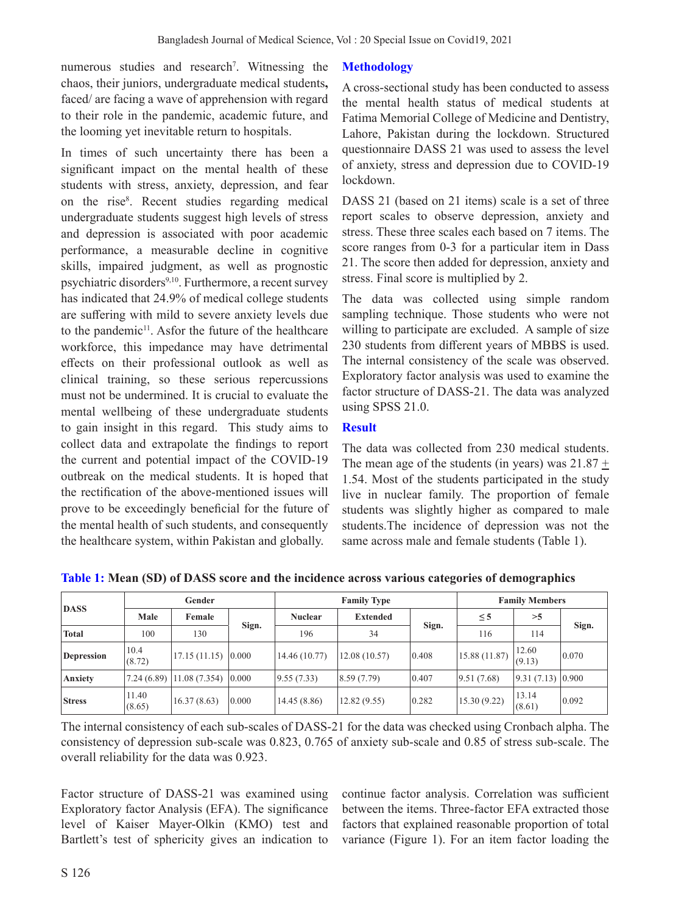numerous studies and research[7]. Witnessing the chaos, their juniors, undergraduate medical students**,** faced/ are facing a wave of apprehension with regard to their role in the pandemic, academic future, and the looming yet inevitable return to hospitals.

In times of such uncertainty there has been a significant impact on the mental health of these students with stress, anxiety, depression, and fear on the rise[8]. Recent studies regarding medical undergraduate students suggest high levels of stress and depression is associated with poor academic performance, a measurable decline in cognitive skills, impaired judgment, as well as prognostic psychiatric disorders[9,10]. Furthermore, a recent survey has indicated that 24.9% of medical college students are suffering with mild to severe anxiety levels due to the pandemic[11]. Asfor the future of the healthcare workforce, this impedance may have detrimental effects on their professional outlook as well as clinical training, so these serious repercussions must not be undermined. It is crucial to evaluate the mental wellbeing of these undergraduate students to gain insight in this regard. This study aims to collect data and extrapolate the findings to report the current and potential impact of the COVID-19 outbreak on the medical students. It is hoped that the rectification of the above-mentioned issues will prove to be exceedingly beneficial for the future of the mental health of such students, and consequently the healthcare system, within Pakistan and globally.

## Methodology

A cross-sectional study has been conducted to assess the mental health status of medical students at Fatima Memorial College of Medicine and Dentistry, Lahore, Pakistan during the lockdown. Structured questionnaire DASS 21 was used to assess the level of anxiety, stress and depression due to COVID-19 lockdown.

DASS 21 (based on 21 items) scale is a set of three report scales to observe depression, anxiety and stress. These three scales each based on 7 items. The score ranges from 0-3 for a particular item in Dass 21. The score then added for depression, anxiety and stress. Final score is multiplied by 2.

The data was collected using simple random sampling technique. Those students who were not willing to participate are excluded. A sample of size 230 students from different years of MBBS is used. The internal consistency of the scale was observed. Exploratory factor analysis was used to examine the factor structure of DASS-21. The data was analyzed using SPSS 21.0.

## Result

The data was collected from 230 medical students. The mean age of the students (in years) was 21.87 ± 1.54. Most of the students participated in the study live in nuclear family. The proportion of female students was slightly higher as compared to male students.The incidence of depression was not the same across male and female students (Table 1).

**Table 1: Mean (SD) of DASS score and the incidence across various categories of demographics**

| DASS | Gender | | | Family Type | | | Family Members | | |
|---|---|---|---|---|---|---|---|---|---|
| | Male | Female | Sign. | Nuclear | Extended | Sign. | ≤ 5 | >5 | Sign. |
| **Total** | 100 | 130 | | 196 | 34 | | 116 | 114 | |
| **Depression** | 10.4 (8.72) | 17.15 (11.15) | 0.000 | 14.46 (10.77) | 12.08 (10.57) | 0.408 | 15.88 (11.87) | 12.60 (9.13) | 0.070 |
| **Anxiety** | 7.24 (6.89) | 11.08 (7.354) | 0.000 | 9.55 (7.33) | 8.59 (7.79) | 0.407 | 9.51 (7.68) | 9.31 (7.13) | 0.900 |
| **Stress** | 11.40 (8.65) | 16.37 (8.63) | 0.000 | 14.45 (8.86) | 12.82 (9.55) | 0.282 | 15.30 (9.22) | 13.14 (8.61) | 0.092 |

The internal consistency of each sub-scales of DASS-21 for the data was checked using Cronbach alpha. The consistency of depression sub-scale was 0.823, 0.765 of anxiety sub-scale and 0.85 of stress sub-scale. The overall reliability for the data was 0.923.

Factor structure of DASS-21 was examined using Exploratory factor Analysis (EFA). The significance level of Kaiser Mayer-Olkin (KMO) test and Bartlett's test of sphericity gives an indication to continue factor analysis. Correlation was sufficient between the items. Three-factor EFA extracted those factors that explained reasonable proportion of total variance (Figure 1). For an item factor loading the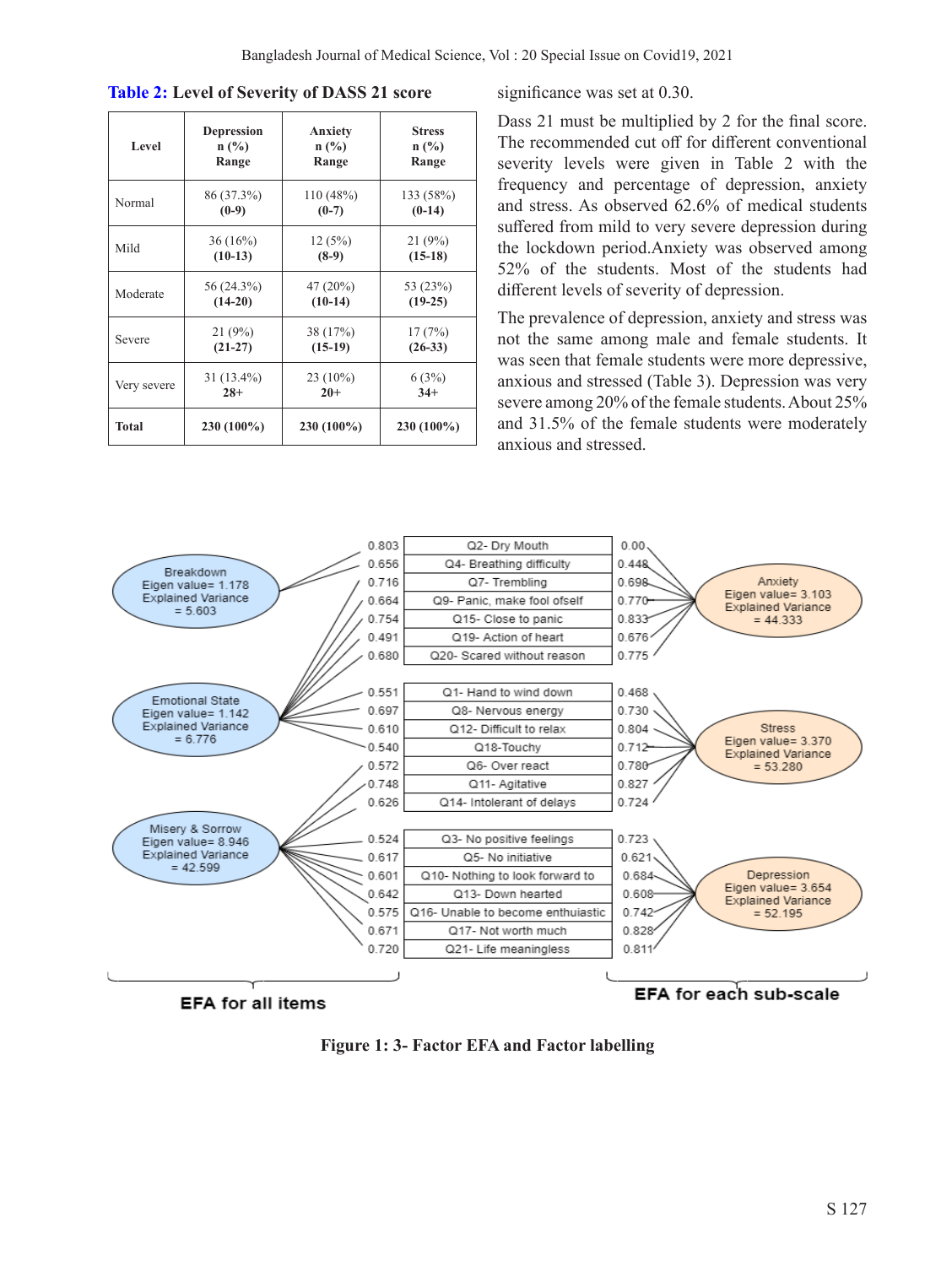**Table 2: Level of Severity of DASS 21 score**

| Level | Depression n (%) Range | Anxiety n (%) Range | Stress n (%) Range |
|---|---|---|---|
| Normal | 86 (37.3%) **(0-9)** | 110 (48%) **(0-7)** | 133 (58%) **(0-14)** |
| Mild | 36 (16%) **(10-13)** | 12 (5%) **(8-9)** | 21 (9%) **(15-18)** |
| Moderate | 56 (24.3%) **(14-20)** | 47 (20%) **(10-14)** | 53 (23%) **(19-25)** |
| Severe | 21 (9%) **(21-27)** | 38 (17%) **(15-19)** | 17 (7%) **(26-33)** |
| Very severe | 31 (13.4%) **28+** | 23 (10%) **20+** | 6 (3%) **34+** |
| **Total** | **230 (100%)** | **230 (100%)** | **230 (100%)** |

significance was set at 0.30.

Dass 21 must be multiplied by 2 for the final score. The recommended cut off for different conventional severity levels were given in Table 2 with the frequency and percentage of depression, anxiety and stress. As observed 62.6% of medical students suffered from mild to very severe depression during the lockdown period.Anxiety was observed among 52% of the students. Most of the students had different levels of severity of depression.

The prevalence of depression, anxiety and stress was not the same among male and female students. It was seen that female students were more depressive, anxious and stressed (Table 3). Depression was very severe among 20% of the female students. About 25% and 31.5% of the female students were moderately anxious and stressed.

| EFA for all items loading | Item | EFA for each sub-scale loading |
|---|---|---|
| 0.803 | Q2- Dry Mouth | 0.00 |
| 0.656 | Q4- Breathing difficulty | 0.448 |
| 0.716 | Q7- Trembling | 0.698 |
| 0.664 | Q9- Panic, make fool ofself | 0.770 |
| 0.754 | Q15- Close to panic | 0.833 |
| 0.491 | Q19- Action of heart | 0.676 |
| 0.680 | Q20- Scared without reason | 0.775 |
| 0.551 | Q1- Hand to wind down | 0.468 |
| 0.697 | Q8- Nervous energy | 0.730 |
| 0.610 | Q12- Difficult to relax | 0.804 |
| 0.540 | Q18-Touchy | 0.712 |
| 0.572 | Q6- Over react | 0.780 |
| 0.748 | Q11- Agitative | 0.827 |
| 0.626 | Q14- Intolerant of delays | 0.724 |
| 0.524 | Q3- No positive feelings | 0.723 |
| 0.617 | Q5- No initiative | 0.621 |
| 0.601 | Q10- Nothing to look forward to | 0.684 |
| 0.642 | Q13- Down hearted | 0.608 |
| 0.575 | Q16- Unable to become enthuiastic | 0.742 |
| 0.671 | Q17- Not worth much | 0.828 |
| 0.720 | Q21- Life meaningless | 0.811 |

EFA for all items: Breakdown (Eigen value= 1.178, Explained Variance = 5.603); Emotional State (Eigen value= 1.142, Explained Variance = 6.776); Misery & Sorrow (Eigen value= 8.946, Explained Variance = 42.599)

EFA for each sub-scale: Anxiety (Eigen value= 3.103, Explained Variance = 44.333); Stress (Eigen value= 3.370, Explained Variance = 53.280); Depression (Eigen value= 3.654, Explained Variance = 52.195)

**Figure 1: 3- Factor EFA and Factor labelling**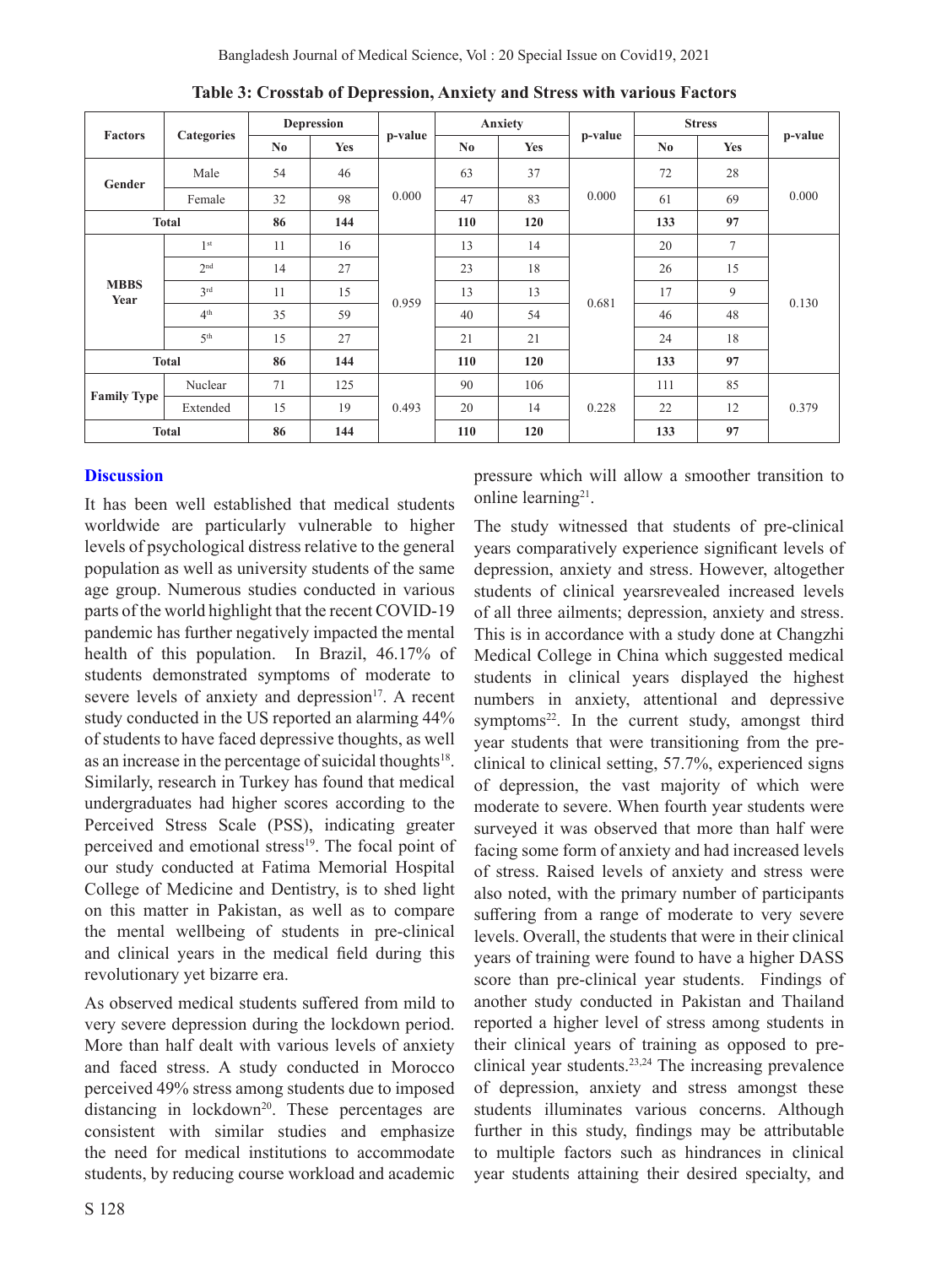**Table 3: Crosstab of Depression, Anxiety and Stress with various Factors**

| Factors | Categories | Depression | | p-value | Anxiety | | p-value | Stress | | p-value |
|---|---|---|---|---|---|---|---|---|---|---|
| | | No | Yes | | No | Yes | | No | Yes | |
| Gender | Male | 54 | 46 | 0.000 | 63 | 37 | 0.000 | 72 | 28 | 0.000 |
| | Female | 32 | 98 | | 47 | 83 | | 61 | 69 | |
| Total | | **86** | **144** | | **110** | **120** | | **133** | **97** | |
| MBBS Year | 1st | 11 | 16 | 0.959 | 13 | 14 | 0.681 | 20 | 7 | 0.130 |
| | 2nd | 14 | 27 | | 23 | 18 | | 26 | 15 | |
| | 3rd | 11 | 15 | | 13 | 13 | | 17 | 9 | |
| | 4th | 35 | 59 | | 40 | 54 | | 46 | 48 | |
| | 5th | 15 | 27 | | 21 | 21 | | 24 | 18 | |
| Total | | **86** | **144** | | **110** | **120** | | **133** | **97** | |
| Family Type | Nuclear | 71 | 125 | 0.493 | 90 | 106 | 0.228 | 111 | 85 | 0.379 |
| | Extended | 15 | 19 | | 20 | 14 | | 22 | 12 | |
| Total | | **86** | **144** | | **110** | **120** | | **133** | **97** | |

## Discussion

It has been well established that medical students worldwide are particularly vulnerable to higher levels of psychological distress relative to the general population as well as university students of the same age group. Numerous studies conducted in various parts of the world highlight that the recent COVID-19 pandemic has further negatively impacted the mental health of this population. In Brazil, 46.17% of students demonstrated symptoms of moderate to severe levels of anxiety and depression[17]. A recent study conducted in the US reported an alarming 44% of students to have faced depressive thoughts, as well as an increase in the percentage of suicidal thoughts[18]. Similarly, research in Turkey has found that medical undergraduates had higher scores according to the Perceived Stress Scale (PSS), indicating greater perceived and emotional stress[19]. The focal point of our study conducted at Fatima Memorial Hospital College of Medicine and Dentistry, is to shed light on this matter in Pakistan, as well as to compare the mental wellbeing of students in pre-clinical and clinical years in the medical field during this revolutionary yet bizarre era.

As observed medical students suffered from mild to very severe depression during the lockdown period. More than half dealt with various levels of anxiety and faced stress. A study conducted in Morocco perceived 49% stress among students due to imposed distancing in lockdown[20]. These percentages are consistent with similar studies and emphasize the need for medical institutions to accommodate students, by reducing course workload and academic pressure which will allow a smoother transition to online learning[21].

The study witnessed that students of pre-clinical years comparatively experience significant levels of depression, anxiety and stress. However, altogether students of clinical yearsrevealed increased levels of all three ailments; depression, anxiety and stress. This is in accordance with a study done at Changzhi Medical College in China which suggested medical students in clinical years displayed the highest numbers in anxiety, attentional and depressive symptoms[22]. In the current study, amongst third year students that were transitioning from the pre-clinical to clinical setting, 57.7%, experienced signs of depression, the vast majority of which were moderate to severe. When fourth year students were surveyed it was observed that more than half were facing some form of anxiety and had increased levels of stress. Raised levels of anxiety and stress were also noted, with the primary number of participants suffering from a range of moderate to very severe levels. Overall, the students that were in their clinical years of training were found to have a higher DASS score than pre-clinical year students. Findings of another study conducted in Pakistan and Thailand reported a higher level of stress among students in their clinical years of training as opposed to pre-clinical year students.[23,24] The increasing prevalence of depression, anxiety and stress amongst these students illuminates various concerns. Although further in this study, findings may be attributable to multiple factors such as hindrances in clinical year students attaining their desired specialty, and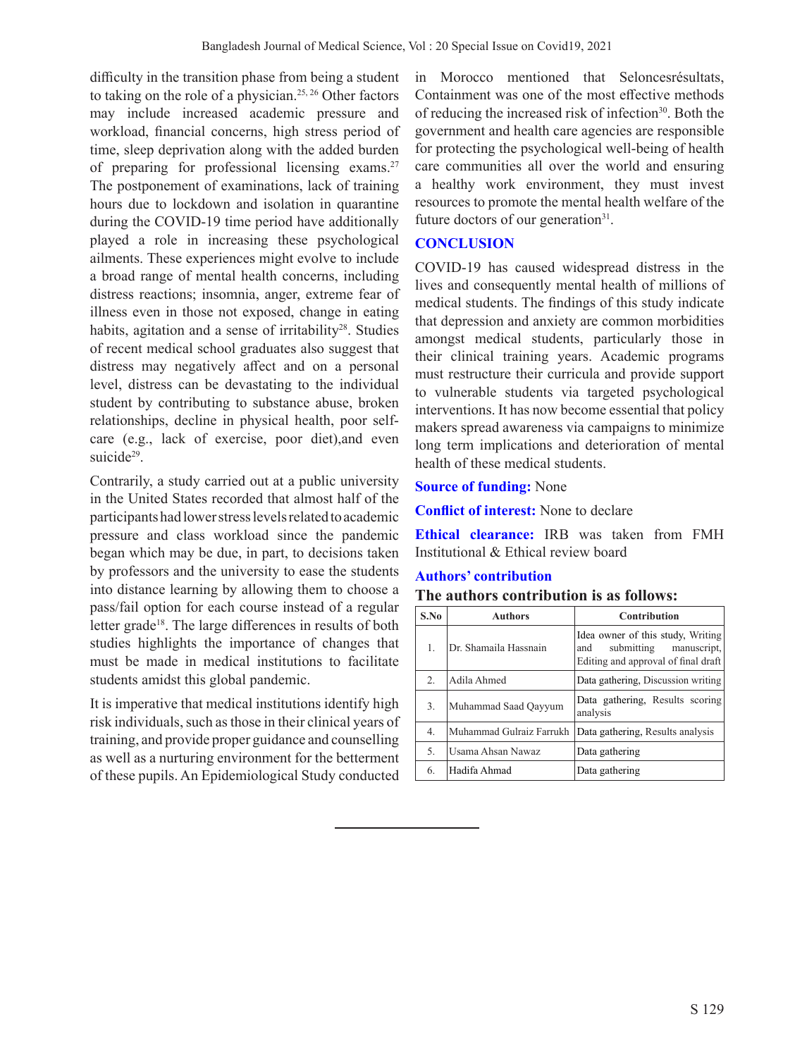difficulty in the transition phase from being a student to taking on the role of a physician.[25, 26] Other factors may include increased academic pressure and workload, financial concerns, high stress period of time, sleep deprivation along with the added burden of preparing for professional licensing exams.[27] The postponement of examinations, lack of training hours due to lockdown and isolation in quarantine during the COVID-19 time period have additionally played a role in increasing these psychological ailments. These experiences might evolve to include a broad range of mental health concerns, including distress reactions; insomnia, anger, extreme fear of illness even in those not exposed, change in eating habits, agitation and a sense of irritability[28]. Studies of recent medical school graduates also suggest that distress may negatively affect and on a personal level, distress can be devastating to the individual student by contributing to substance abuse, broken relationships, decline in physical health, poor self-care (e.g., lack of exercise, poor diet),and even suicide[29].

Contrarily, a study carried out at a public university in the United States recorded that almost half of the participants had lower stress levels related to academic pressure and class workload since the pandemic began which may be due, in part, to decisions taken by professors and the university to ease the students into distance learning by allowing them to choose a pass/fail option for each course instead of a regular letter grade[18]. The large differences in results of both studies highlights the importance of changes that must be made in medical institutions to facilitate students amidst this global pandemic.

It is imperative that medical institutions identify high risk individuals, such as those in their clinical years of training, and provide proper guidance and counselling as well as a nurturing environment for the betterment of these pupils. An Epidemiological Study conducted in Morocco mentioned that Seloncesrésultats, Containment was one of the most effective methods of reducing the increased risk of infection[30]. Both the government and health care agencies are responsible for protecting the psychological well-being of health care communities all over the world and ensuring a healthy work environment, they must invest resources to promote the mental health welfare of the future doctors of our generation[31].

## CONCLUSION

COVID-19 has caused widespread distress in the lives and consequently mental health of millions of medical students. The findings of this study indicate that depression and anxiety are common morbidities amongst medical students, particularly those in their clinical training years. Academic programs must restructure their curricula and provide support to vulnerable students via targeted psychological interventions. It has now become essential that policy makers spread awareness via campaigns to minimize long term implications and deterioration of mental health of these medical students.

**Source of funding:** None

**Conflict of interest:** None to declare

**Ethical clearance:** IRB was taken from FMH Institutional & Ethical review board

**Authors' contribution**

**The authors contribution is as follows:**

| S.No | Authors | Contribution |
|---|---|---|
| 1. | Dr. Shamaila Hassnain | Idea owner of this study, Writing and submitting manuscript, Editing and approval of final draft |
| 2. | Adila Ahmed | Data gathering, Discussion writing |
| 3. | Muhammad Saad Qayyum | Data gathering, Results scoring analysis |
| 4. | Muhammad Gulraiz Farrukh | Data gathering, Results analysis |
| 5. | Usama Ahsan Nawaz | Data gathering |
| 6. | Hadifa Ahmad | Data gathering |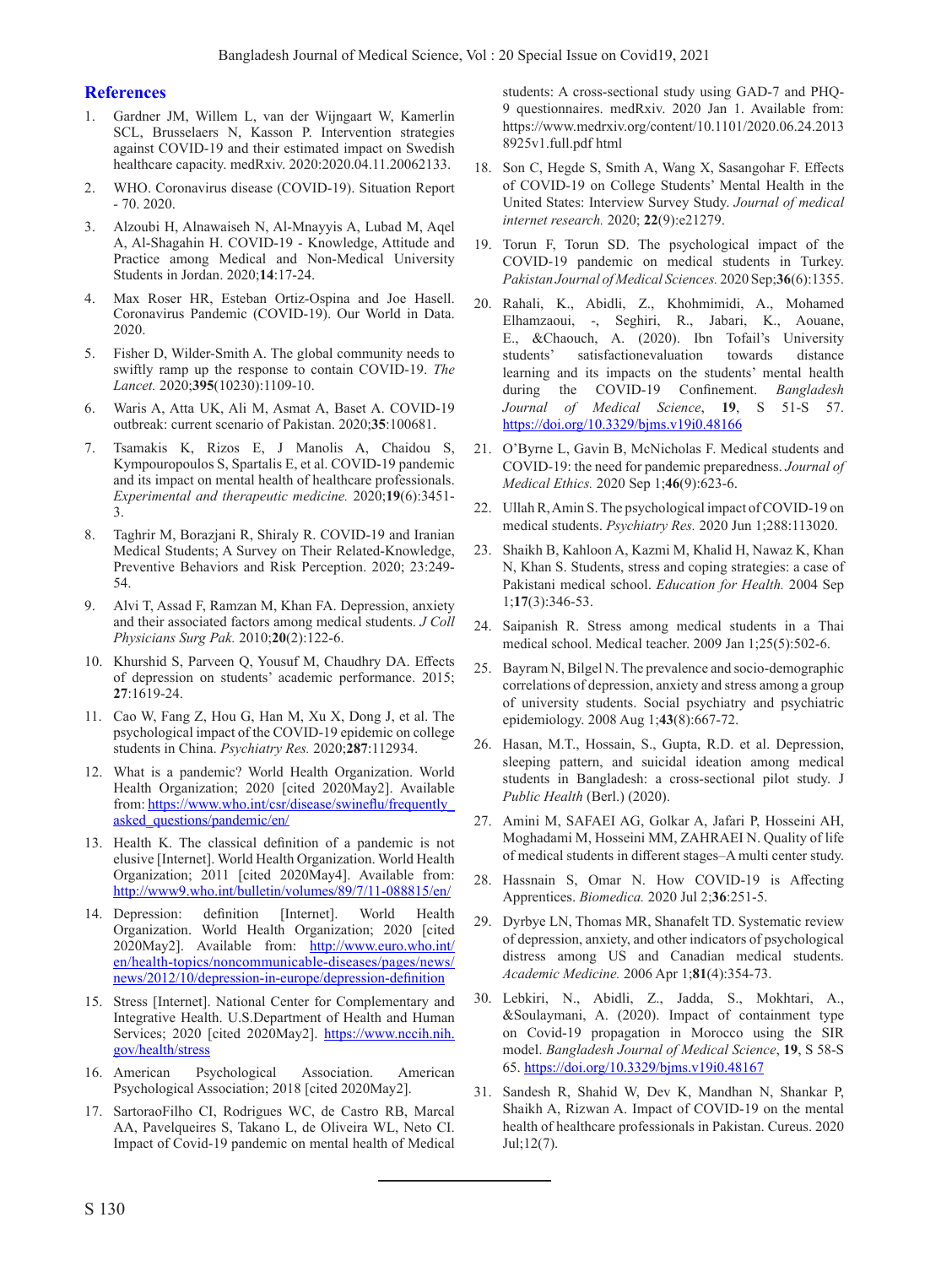## References

1. Gardner JM, Willem L, van der Wijngaart W, Kamerlin SCL, Brusselaers N, Kasson P. Intervention strategies against COVID-19 and their estimated impact on Swedish healthcare capacity. medRxiv. 2020:2020.04.11.20062133.
2. WHO. Coronavirus disease (COVID-19). Situation Report - 70. 2020.
3. Alzoubi H, Alnawaiseh N, Al-Mnayyis A, Lubad M, Aqel A, Al-Shagahin H. COVID-19 - Knowledge, Attitude and Practice among Medical and Non-Medical University Students in Jordan. 2020;**14**:17-24.
4. Max Roser HR, Esteban Ortiz-Ospina and Joe Hasell. Coronavirus Pandemic (COVID-19). Our World in Data. 2020.
5. Fisher D, Wilder-Smith A. The global community needs to swiftly ramp up the response to contain COVID-19. *The Lancet.* 2020;**395**(10230):1109-10.
6. Waris A, Atta UK, Ali M, Asmat A, Baset A. COVID-19 outbreak: current scenario of Pakistan. 2020;**35**:100681.
7. Tsamakis K, Rizos E, J Manolis A, Chaidou S, Kympouropoulos S, Spartalis E, et al. COVID-19 pandemic and its impact on mental health of healthcare professionals. *Experimental and therapeutic medicine.* 2020;**19**(6):3451-3.
8. Taghrir M, Borazjani R, Shiraly R. COVID-19 and Iranian Medical Students; A Survey on Their Related-Knowledge, Preventive Behaviors and Risk Perception. 2020; 23:249-54.
9. Alvi T, Assad F, Ramzan M, Khan FA. Depression, anxiety and their associated factors among medical students. *J Coll Physicians Surg Pak.* 2010;**20**(2):122-6.
10. Khurshid S, Parveen Q, Yousuf M, Chaudhry DA. Effects of depression on students' academic performance. 2015; **27**:1619-24.
11. Cao W, Fang Z, Hou G, Han M, Xu X, Dong J, et al. The psychological impact of the COVID-19 epidemic on college students in China. *Psychiatry Res.* 2020;**287**:112934.
12. What is a pandemic? World Health Organization. World Health Organization; 2020 [cited 2020May2]. Available from: https://www.who.int/csr/disease/swineflu/frequently_asked_questions/pandemic/en/
13. Health K. The classical definition of a pandemic is not elusive [Internet]. World Health Organization. World Health Organization; 2011 [cited 2020May4]. Available from: http://www9.who.int/bulletin/volumes/89/7/11-088815/en/
14. Depression: definition [Internet]. World Health Organization. World Health Organization; 2020 [cited 2020May2]. Available from: http://www.euro.who.int/en/health-topics/noncommunicable-diseases/pages/news/news/2012/10/depression-in-europe/depression-definition
15. Stress [Internet]. National Center for Complementary and Integrative Health. U.S.Department of Health and Human Services; 2020 [cited 2020May2]. https://www.nccih.nih.gov/health/stress
16. American Psychological Association. American Psychological Association; 2018 [cited 2020May2].
17. SartoraoFilho CI, Rodrigues WC, de Castro RB, Marcal AA, Pavelqueires S, Takano L, de Oliveira WL, Neto CI. Impact of Covid-19 pandemic on mental health of Medical students: A cross-sectional study using GAD-7 and PHQ-9 questionnaires. medRxiv. 2020 Jan 1. Available from: https://www.medrxiv.org/content/10.1101/2020.06.24.20138925v1.full.pdf html
18. Son C, Hegde S, Smith A, Wang X, Sasangohar F. Effects of COVID-19 on College Students' Mental Health in the United States: Interview Survey Study. *Journal of medical internet research.* 2020; **22**(9):e21279.
19. Torun F, Torun SD. The psychological impact of the COVID-19 pandemic on medical students in Turkey. *Pakistan Journal of Medical Sciences.* 2020 Sep;**36**(6):1355.
20. Rahali, K., Abidli, Z., Khohmimidi, A., Mohamed Elhamzaoui, -, Seghiri, R., Jabari, K., Aouane, E., &Chaouch, A. (2020). Ibn Tofail's University students' satisfactionevaluation towards distance learning and its impacts on the students' mental health during the COVID-19 Confinement. *Bangladesh Journal of Medical Science*, **19**, S 51-S 57. https://doi.org/10.3329/bjms.v19i0.48166
21. O'Byrne L, Gavin B, McNicholas F. Medical students and COVID-19: the need for pandemic preparedness. *Journal of Medical Ethics.* 2020 Sep 1;**46**(9):623-6.
22. Ullah R, Amin S. The psychological impact of COVID-19 on medical students. *Psychiatry Res.* 2020 Jun 1;288:113020.
23. Shaikh B, Kahloon A, Kazmi M, Khalid H, Nawaz K, Khan N, Khan S. Students, stress and coping strategies: a case of Pakistani medical school. *Education for Health.* 2004 Sep 1;**17**(3):346-53.
24. Saipanish R. Stress among medical students in a Thai medical school. Medical teacher. 2009 Jan 1;25(5):502-6.
25. Bayram N, Bilgel N. The prevalence and socio-demographic correlations of depression, anxiety and stress among a group of university students. Social psychiatry and psychiatric epidemiology. 2008 Aug 1;**43**(8):667-72.
26. Hasan, M.T., Hossain, S., Gupta, R.D. et al. Depression, sleeping pattern, and suicidal ideation among medical students in Bangladesh: a cross-sectional pilot study. J *Public Health* (Berl.) (2020).
27. Amini M, SAFAEI AG, Golkar A, Jafari P, Hosseini AH, Moghadami M, Hosseini MM, ZAHRAEI N. Quality of life of medical students in different stages–A multi center study.
28. Hassnain S, Omar N. How COVID-19 is Affecting Apprentices. *Biomedica.* 2020 Jul 2;**36**:251-5.
29. Dyrbye LN, Thomas MR, Shanafelt TD. Systematic review of depression, anxiety, and other indicators of psychological distress among US and Canadian medical students. *Academic Medicine.* 2006 Apr 1;**81**(4):354-73.
30. Lebkiri, N., Abidli, Z., Jadda, S., Mokhtari, A., &Soulaymani, A. (2020). Impact of containment type on Covid-19 propagation in Morocco using the SIR model. *Bangladesh Journal of Medical Science*, **19**, S 58-S 65. https://doi.org/10.3329/bjms.v19i0.48167
31. Sandesh R, Shahid W, Dev K, Mandhan N, Shankar P, Shaikh A, Rizwan A. Impact of COVID-19 on the mental health of healthcare professionals in Pakistan. Cureus. 2020 Jul;12(7).